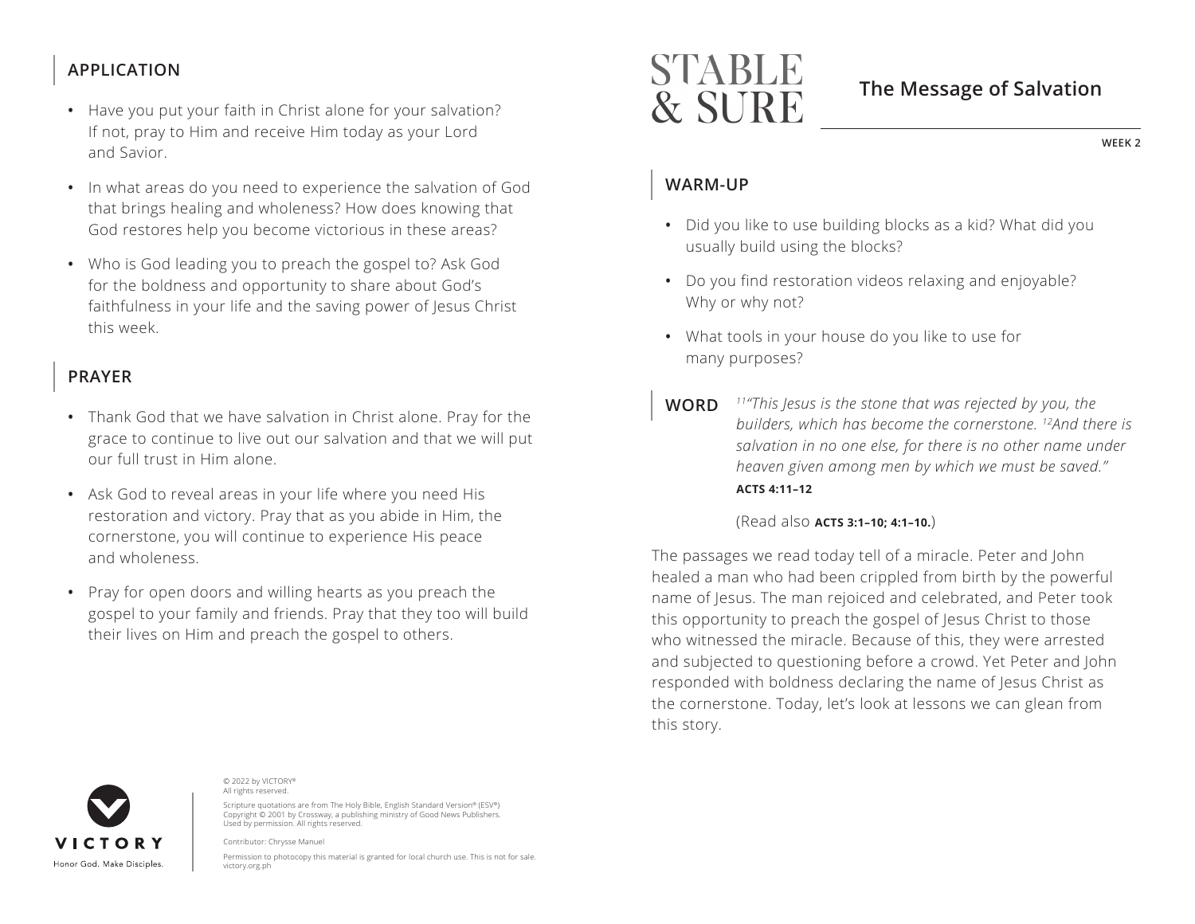# STABLE & SURE

## The Message of Salvation

WEEK 2

### WARM-UP

- Did you like to use building blocks as a kid? What did you usually build using the blocks?
- Do you find restoration videos relaxing and enjoyable? Why or why not?
- What tools in your house do you like to use for many purposes?

**WORD** *[11]"This Jesus is the stone that was rejected by you, the builders, which has become the cornerstone. [12]And there is salvation in no one else, for there is no other name under heaven given among men by which we must be saved."*
**ACTS 4:11–12**

(Read also **ACTS 3:1–10; 4:1–10.**)

The passages we read today tell of a miracle. Peter and John healed a man who had been crippled from birth by the powerful name of Jesus. The man rejoiced and celebrated, and Peter took this opportunity to preach the gospel of Jesus Christ to those who witnessed the miracle. Because of this, they were arrested and subjected to questioning before a crowd. Yet Peter and John responded with boldness declaring the name of Jesus Christ as the cornerstone. Today, let's look at lessons we can glean from this story.

### APPLICATION

- Have you put your faith in Christ alone for your salvation? If not, pray to Him and receive Him today as your Lord and Savior.
- In what areas do you need to experience the salvation of God that brings healing and wholeness? How does knowing that God restores help you become victorious in these areas?
- Who is God leading you to preach the gospel to? Ask God for the boldness and opportunity to share about God's faithfulness in your life and the saving power of Jesus Christ this week.

### PRAYER

- Thank God that we have salvation in Christ alone. Pray for the grace to continue to live out our salvation and that we will put our full trust in Him alone.
- Ask God to reveal areas in your life where you need His restoration and victory. Pray that as you abide in Him, the cornerstone, you will continue to experience His peace and wholeness.
- Pray for open doors and willing hearts as you preach the gospel to your family and friends. Pray that they too will build their lives on Him and preach the gospel to others.

VICTORY
Honor God. Make Disciples.

© 2022 by VICTORY®
All rights reserved.

Scripture quotations are from The Holy Bible, English Standard Version® (ESV®) Copyright © 2001 by Crossway, a publishing ministry of Good News Publishers. Used by permission. All rights reserved.

Contributor: Chrysse Manuel

Permission to photocopy this material is granted for local church use. This is not for sale.
victory.org.ph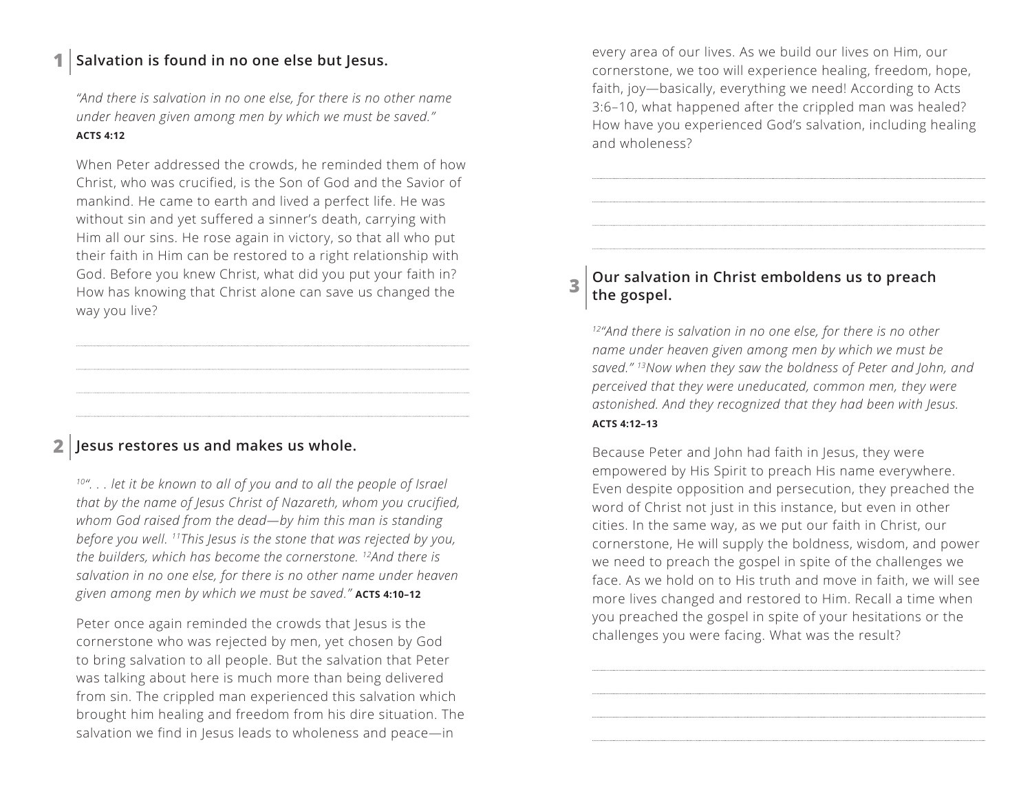## 1 Salvation is found in no one else but Jesus.

*"And there is salvation in no one else, for there is no other name under heaven given among men by which we must be saved."*
**ACTS 4:12**

When Peter addressed the crowds, he reminded them of how Christ, who was crucified, is the Son of God and the Savior of mankind. He came to earth and lived a perfect life. He was without sin and yet suffered a sinner's death, carrying with Him all our sins. He rose again in victory, so that all who put their faith in Him can be restored to a right relationship with God. Before you knew Christ, what did you put your faith in? How has knowing that Christ alone can save us changed the way you live?

## 2 Jesus restores us and makes us whole.

*[10]". . . let it be known to all of you and to all the people of Israel that by the name of Jesus Christ of Nazareth, whom you crucified, whom God raised from the dead—by him this man is standing before you well. [11]This Jesus is the stone that was rejected by you, the builders, which has become the cornerstone. [12]And there is salvation in no one else, for there is no other name under heaven given among men by which we must be saved."* **ACTS 4:10–12**

Peter once again reminded the crowds that Jesus is the cornerstone who was rejected by men, yet chosen by God to bring salvation to all people. But the salvation that Peter was talking about here is much more than being delivered from sin. The crippled man experienced this salvation which brought him healing and freedom from his dire situation. The salvation we find in Jesus leads to wholeness and peace—in every area of our lives. As we build our lives on Him, our cornerstone, we too will experience healing, freedom, hope, faith, joy—basically, everything we need! According to Acts 3:6–10, what happened after the crippled man was healed? How have you experienced God's salvation, including healing and wholeness?

## 3 Our salvation in Christ emboldens us to preach the gospel.

*[12]"And there is salvation in no one else, for there is no other name under heaven given among men by which we must be saved." [13]Now when they saw the boldness of Peter and John, and perceived that they were uneducated, common men, they were astonished. And they recognized that they had been with Jesus.*
**ACTS 4:12–13**

Because Peter and John had faith in Jesus, they were empowered by His Spirit to preach His name everywhere. Even despite opposition and persecution, they preached the word of Christ not just in this instance, but even in other cities. In the same way, as we put our faith in Christ, our cornerstone, He will supply the boldness, wisdom, and power we need to preach the gospel in spite of the challenges we face. As we hold on to His truth and move in faith, we will see more lives changed and restored to Him. Recall a time when you preached the gospel in spite of your hesitations or the challenges you were facing. What was the result?